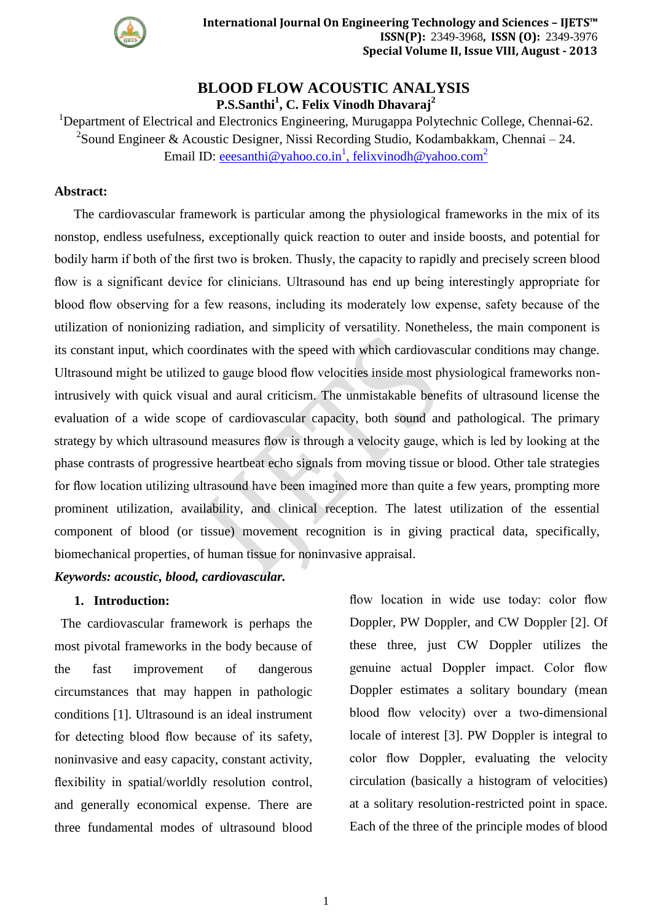# BLOOD FLOW ACOUSTIC ANALYSIS

**P.S.Santhi[1], C. Felix Vinodh Dhavaraj[2]**

[1]Department of Electrical and Electronics Engineering, Murugappa Polytechnic College, Chennai-62.
[2]Sound Engineer & Acoustic Designer, Nissi Recording Studio, Kodambakkam, Chennai – 24.
Email ID: eeesanthi@yahoo.co.in[1], felixvinodh@yahoo.com[2]

**Abstract:**

The cardiovascular framework is particular among the physiological frameworks in the mix of its nonstop, endless usefulness, exceptionally quick reaction to outer and inside boosts, and potential for bodily harm if both of the first two is broken. Thusly, the capacity to rapidly and precisely screen blood flow is a significant device for clinicians. Ultrasound has end up being interestingly appropriate for blood flow observing for a few reasons, including its moderately low expense, safety because of the utilization of nonionizing radiation, and simplicity of versatility. Nonetheless, the main component is its constant input, which coordinates with the speed with which cardiovascular conditions may change. Ultrasound might be utilized to gauge blood flow velocities inside most physiological frameworks non-intrusively with quick visual and aural criticism. The unmistakable benefits of ultrasound license the evaluation of a wide scope of cardiovascular capacity, both sound and pathological. The primary strategy by which ultrasound measures flow is through a velocity gauge, which is led by looking at the phase contrasts of progressive heartbeat echo signals from moving tissue or blood. Other tale strategies for flow location utilizing ultrasound have been imagined more than quite a few years, prompting more prominent utilization, availability, and clinical reception. The latest utilization of the essential component of blood (or tissue) movement recognition is in giving practical data, specifically, biomechanical properties, of human tissue for noninvasive appraisal.

***Keywords: acoustic, blood, cardiovascular.***

## 1. Introduction:

The cardiovascular framework is perhaps the most pivotal frameworks in the body because of the fast improvement of dangerous circumstances that may happen in pathologic conditions [1]. Ultrasound is an ideal instrument for detecting blood flow because of its safety, noninvasive and easy capacity, constant activity, flexibility in spatial/worldly resolution control, and generally economical expense. There are three fundamental modes of ultrasound blood flow location in wide use today: color flow Doppler, PW Doppler, and CW Doppler [2]. Of these three, just CW Doppler utilizes the genuine actual Doppler impact. Color flow Doppler estimates a solitary boundary (mean blood flow velocity) over a two-dimensional locale of interest [3]. PW Doppler is integral to color flow Doppler, evaluating the velocity circulation (basically a histogram of velocities) at a solitary resolution-restricted point in space. Each of the three of the principle modes of blood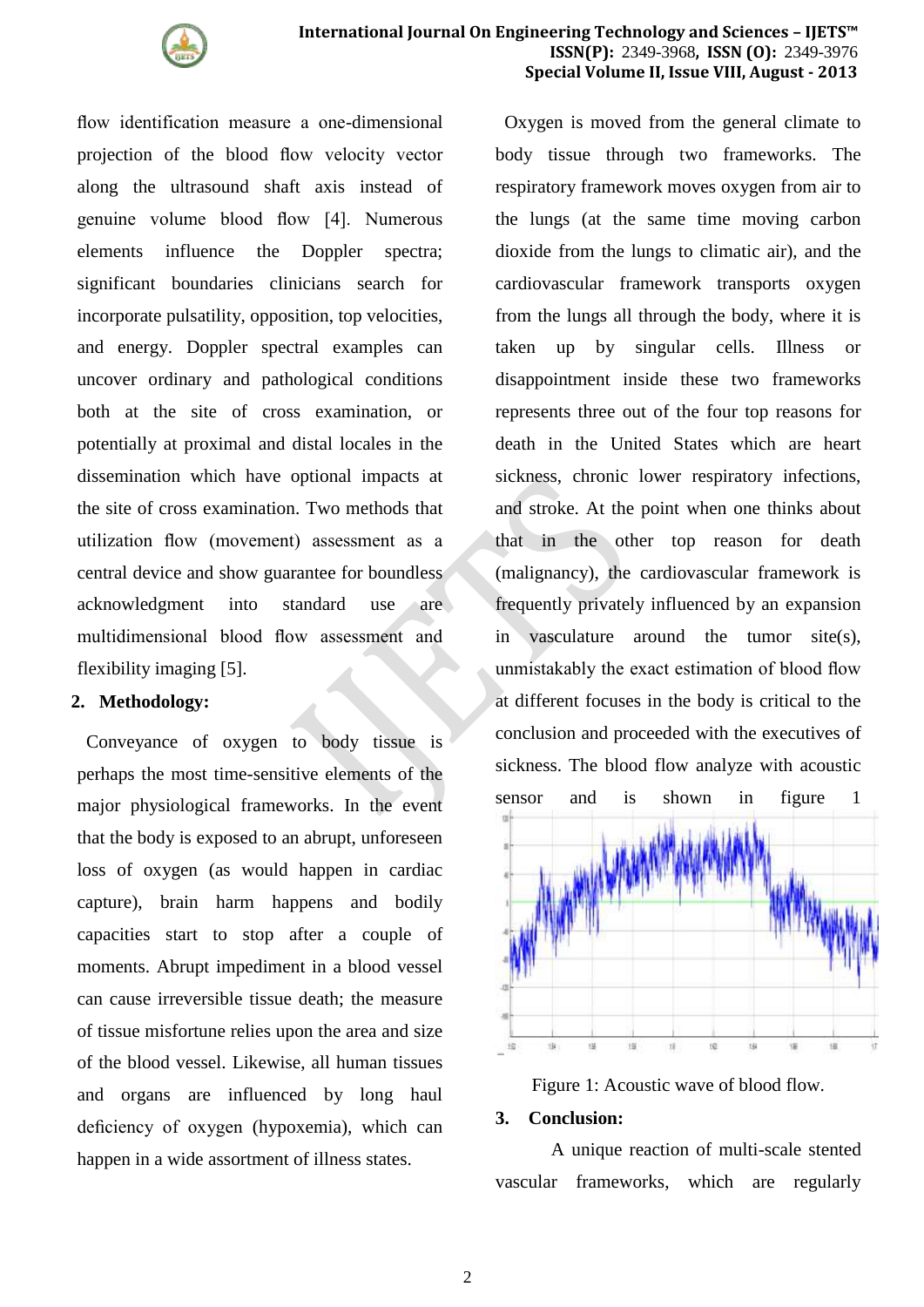flow identification measure a one-dimensional projection of the blood flow velocity vector along the ultrasound shaft axis instead of genuine volume blood flow [4]. Numerous elements influence the Doppler spectra; significant boundaries clinicians search for incorporate pulsatility, opposition, top velocities, and energy. Doppler spectral examples can uncover ordinary and pathological conditions both at the site of cross examination, or potentially at proximal and distal locales in the dissemination which have optional impacts at the site of cross examination. Two methods that utilization flow (movement) assessment as a central device and show guarantee for boundless acknowledgment into standard use are multidimensional blood flow assessment and flexibility imaging [5].

## 2. Methodology:

Conveyance of oxygen to body tissue is perhaps the most time-sensitive elements of the major physiological frameworks. In the event that the body is exposed to an abrupt, unforeseen loss of oxygen (as would happen in cardiac capture), brain harm happens and bodily capacities start to stop after a couple of moments. Abrupt impediment in a blood vessel can cause irreversible tissue death; the measure of tissue misfortune relies upon the area and size of the blood vessel. Likewise, all human tissues and organs are influenced by long haul deficiency of oxygen (hypoxemia), which can happen in a wide assortment of illness states.

Oxygen is moved from the general climate to body tissue through two frameworks. The respiratory framework moves oxygen from air to the lungs (at the same time moving carbon dioxide from the lungs to climatic air), and the cardiovascular framework transports oxygen from the lungs all through the body, where it is taken up by singular cells. Illness or disappointment inside these two frameworks represents three out of the four top reasons for death in the United States which are heart sickness, chronic lower respiratory infections, and stroke. At the point when one thinks about that in the other top reason for death (malignancy), the cardiovascular framework is frequently privately influenced by an expansion in vasculature around the tumor site(s), unmistakably the exact estimation of blood flow at different focuses in the body is critical to the conclusion and proceeded with the executives of sickness. The blood flow analyze with acoustic sensor and is shown in figure 1

Figure 1: Acoustic wave of blood flow.

## 3. Conclusion:

A unique reaction of multi-scale stented vascular frameworks, which are regularly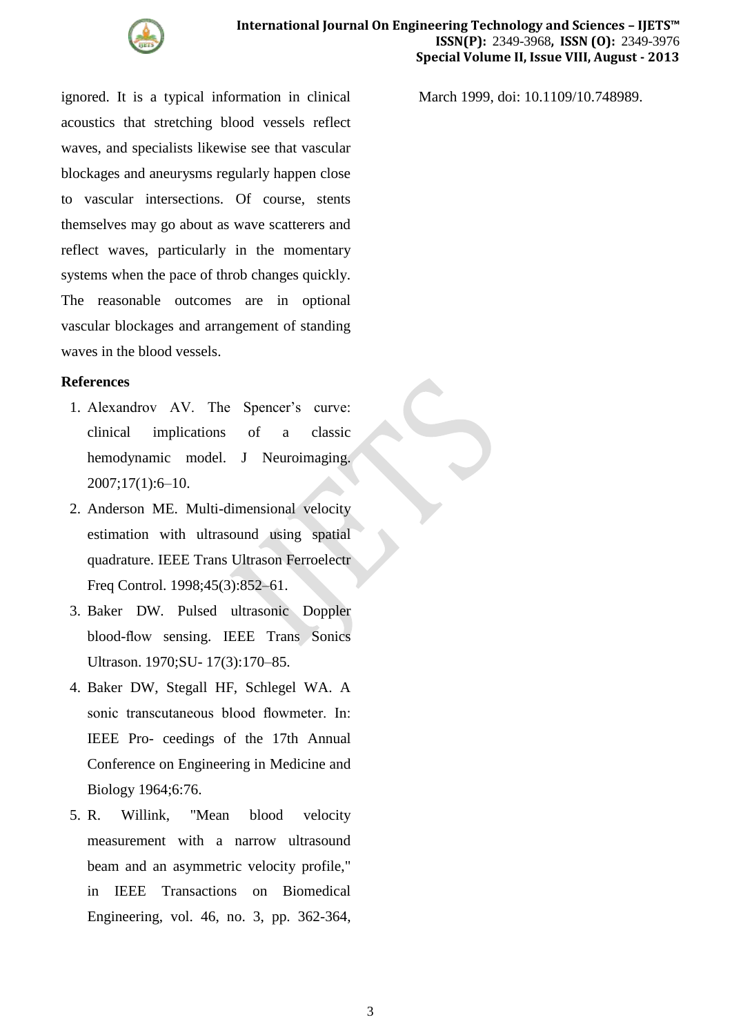ignored. It is a typical information in clinical acoustics that stretching blood vessels reflect waves, and specialists likewise see that vascular blockages and aneurysms regularly happen close to vascular intersections. Of course, stents themselves may go about as wave scatterers and reflect waves, particularly in the momentary systems when the pace of throb changes quickly. The reasonable outcomes are in optional vascular blockages and arrangement of standing waves in the blood vessels.

**References**

1. Alexandrov AV. The Spencer's curve: clinical implications of a classic hemodynamic model. J Neuroimaging. 2007;17(1):6–10.
2. Anderson ME. Multi-dimensional velocity estimation with ultrasound using spatial quadrature. IEEE Trans Ultrason Ferroelectr Freq Control. 1998;45(3):852–61.
3. Baker DW. Pulsed ultrasonic Doppler blood-flow sensing. IEEE Trans Sonics Ultrason. 1970;SU- 17(3):170–85.
4. Baker DW, Stegall HF, Schlegel WA. A sonic transcutaneous blood flowmeter. In: IEEE Pro- ceedings of the 17th Annual Conference on Engineering in Medicine and Biology 1964;6:76.
5. R. Willink, "Mean blood velocity measurement with a narrow ultrasound beam and an asymmetric velocity profile," in IEEE Transactions on Biomedical Engineering, vol. 46, no. 3, pp. 362-364, March 1999, doi: 10.1109/10.748989.